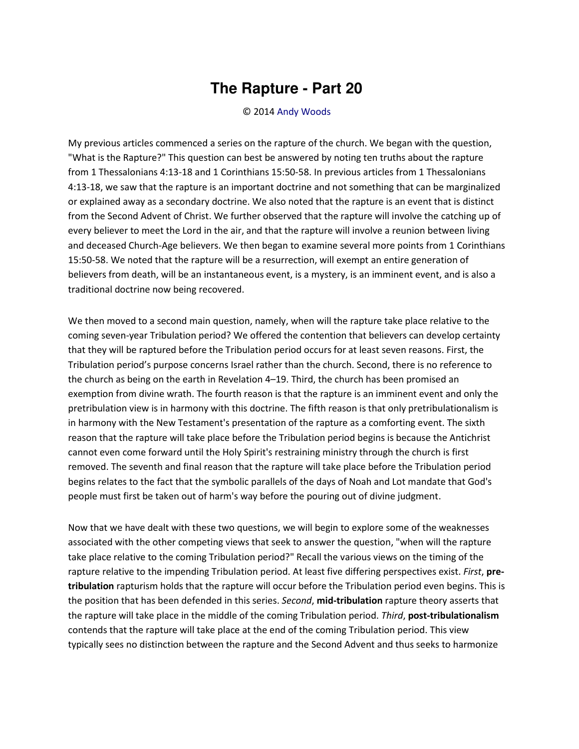# The Rapture - Part 20

© 2014 Andy Woods

My previous articles commenced a series on the rapture of the church. We began with the question, "What is the Rapture?" This question can best be answered by noting ten truths about the rapture from 1 Thessalonians 4:13-18 and 1 Corinthians 15:50-58. In previous articles from 1 Thessalonians 4:13-18, we saw that the rapture is an important doctrine and not something that can be marginalized or explained away as a secondary doctrine. We also noted that the rapture is an event that is distinct from the Second Advent of Christ. We further observed that the rapture will involve the catching up of every believer to meet the Lord in the air, and that the rapture will involve a reunion between living and deceased Church-Age believers. We then began to examine several more points from 1 Corinthians 15:50-58. We noted that the rapture will be a resurrection, will exempt an entire generation of believers from death, will be an instantaneous event, is a mystery, is an imminent event, and is also a traditional doctrine now being recovered.

We then moved to a second main question, namely, when will the rapture take place relative to the coming seven-year Tribulation period? We offered the contention that believers can develop certainty that they will be raptured before the Tribulation period occurs for at least seven reasons. First, the Tribulation period's purpose concerns Israel rather than the church. Second, there is no reference to the church as being on the earth in Revelation 4–19. Third, the church has been promised an exemption from divine wrath. The fourth reason is that the rapture is an imminent event and only the pretribulation view is in harmony with this doctrine. The fifth reason is that only pretribulationalism is in harmony with the New Testament's presentation of the rapture as a comforting event. The sixth reason that the rapture will take place before the Tribulation period begins is because the Antichrist cannot even come forward until the Holy Spirit's restraining ministry through the church is first removed. The seventh and final reason that the rapture will take place before the Tribulation period begins relates to the fact that the symbolic parallels of the days of Noah and Lot mandate that God's people must first be taken out of harm's way before the pouring out of divine judgment.

Now that we have dealt with these two questions, we will begin to explore some of the weaknesses associated with the other competing views that seek to answer the question, "when will the rapture take place relative to the coming Tribulation period?" Recall the various views on the timing of the rapture relative to the impending Tribulation period. At least five differing perspectives exist. *First*, **pre-tribulation** rapturism holds that the rapture will occur before the Tribulation period even begins. This is the position that has been defended in this series. *Second*, **mid-tribulation** rapture theory asserts that the rapture will take place in the middle of the coming Tribulation period. *Third*, **post-tribulationalism** contends that the rapture will take place at the end of the coming Tribulation period. This view typically sees no distinction between the rapture and the Second Advent and thus seeks to harmonize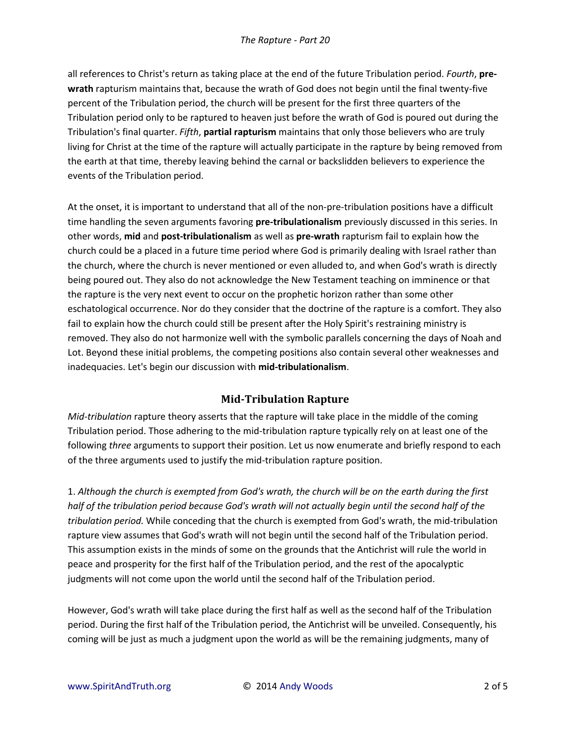all references to Christ's return as taking place at the end of the future Tribulation period. *Fourth*, **pre-wrath** rapturism maintains that, because the wrath of God does not begin until the final twenty-five percent of the Tribulation period, the church will be present for the first three quarters of the Tribulation period only to be raptured to heaven just before the wrath of God is poured out during the Tribulation's final quarter. *Fifth*, **partial rapturism** maintains that only those believers who are truly living for Christ at the time of the rapture will actually participate in the rapture by being removed from the earth at that time, thereby leaving behind the carnal or backslidden believers to experience the events of the Tribulation period.

At the onset, it is important to understand that all of the non-pre-tribulation positions have a difficult time handling the seven arguments favoring **pre-tribulationalism** previously discussed in this series. In other words, **mid** and **post-tribulationalism** as well as **pre-wrath** rapturism fail to explain how the church could be a placed in a future time period where God is primarily dealing with Israel rather than the church, where the church is never mentioned or even alluded to, and when God's wrath is directly being poured out. They also do not acknowledge the New Testament teaching on imminence or that the rapture is the very next event to occur on the prophetic horizon rather than some other eschatological occurrence. Nor do they consider that the doctrine of the rapture is a comfort. They also fail to explain how the church could still be present after the Holy Spirit's restraining ministry is removed. They also do not harmonize well with the symbolic parallels concerning the days of Noah and Lot. Beyond these initial problems, the competing positions also contain several other weaknesses and inadequacies. Let's begin our discussion with **mid-tribulationalism**.

## Mid-Tribulation Rapture

*Mid-tribulation* rapture theory asserts that the rapture will take place in the middle of the coming Tribulation period. Those adhering to the mid-tribulation rapture typically rely on at least one of the following *three* arguments to support their position. Let us now enumerate and briefly respond to each of the three arguments used to justify the mid-tribulation rapture position.

1. *Although the church is exempted from God's wrath, the church will be on the earth during the first half of the tribulation period because God's wrath will not actually begin until the second half of the tribulation period.* While conceding that the church is exempted from God's wrath, the mid-tribulation rapture view assumes that God's wrath will not begin until the second half of the Tribulation period. This assumption exists in the minds of some on the grounds that the Antichrist will rule the world in peace and prosperity for the first half of the Tribulation period, and the rest of the apocalyptic judgments will not come upon the world until the second half of the Tribulation period.

However, God's wrath will take place during the first half as well as the second half of the Tribulation period. During the first half of the Tribulation period, the Antichrist will be unveiled. Consequently, his coming will be just as much a judgment upon the world as will be the remaining judgments, many of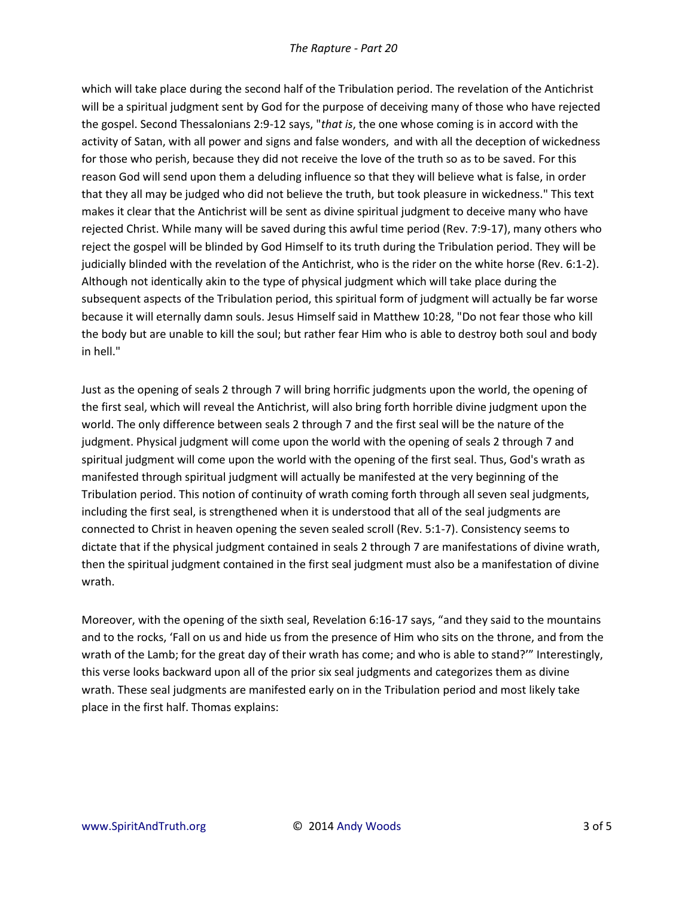which will take place during the second half of the Tribulation period. The revelation of the Antichrist will be a spiritual judgment sent by God for the purpose of deceiving many of those who have rejected the gospel. Second Thessalonians 2:9-12 says, "*that is*, the one whose coming is in accord with the activity of Satan, with all power and signs and false wonders, and with all the deception of wickedness for those who perish, because they did not receive the love of the truth so as to be saved. For this reason God will send upon them a deluding influence so that they will believe what is false, in order that they all may be judged who did not believe the truth, but took pleasure in wickedness." This text makes it clear that the Antichrist will be sent as divine spiritual judgment to deceive many who have rejected Christ. While many will be saved during this awful time period (Rev. 7:9-17), many others who reject the gospel will be blinded by God Himself to its truth during the Tribulation period. They will be judicially blinded with the revelation of the Antichrist, who is the rider on the white horse (Rev. 6:1-2). Although not identically akin to the type of physical judgment which will take place during the subsequent aspects of the Tribulation period, this spiritual form of judgment will actually be far worse because it will eternally damn souls. Jesus Himself said in Matthew 10:28, "Do not fear those who kill the body but are unable to kill the soul; but rather fear Him who is able to destroy both soul and body in hell."

Just as the opening of seals 2 through 7 will bring horrific judgments upon the world, the opening of the first seal, which will reveal the Antichrist, will also bring forth horrible divine judgment upon the world. The only difference between seals 2 through 7 and the first seal will be the nature of the judgment. Physical judgment will come upon the world with the opening of seals 2 through 7 and spiritual judgment will come upon the world with the opening of the first seal. Thus, God's wrath as manifested through spiritual judgment will actually be manifested at the very beginning of the Tribulation period. This notion of continuity of wrath coming forth through all seven seal judgments, including the first seal, is strengthened when it is understood that all of the seal judgments are connected to Christ in heaven opening the seven sealed scroll (Rev. 5:1-7). Consistency seems to dictate that if the physical judgment contained in seals 2 through 7 are manifestations of divine wrath, then the spiritual judgment contained in the first seal judgment must also be a manifestation of divine wrath.

Moreover, with the opening of the sixth seal, Revelation 6:16-17 says, "and they said to the mountains and to the rocks, 'Fall on us and hide us from the presence of Him who sits on the throne, and from the wrath of the Lamb; for the great day of their wrath has come; and who is able to stand?'" Interestingly, this verse looks backward upon all of the prior six seal judgments and categorizes them as divine wrath. These seal judgments are manifested early on in the Tribulation period and most likely take place in the first half. Thomas explains: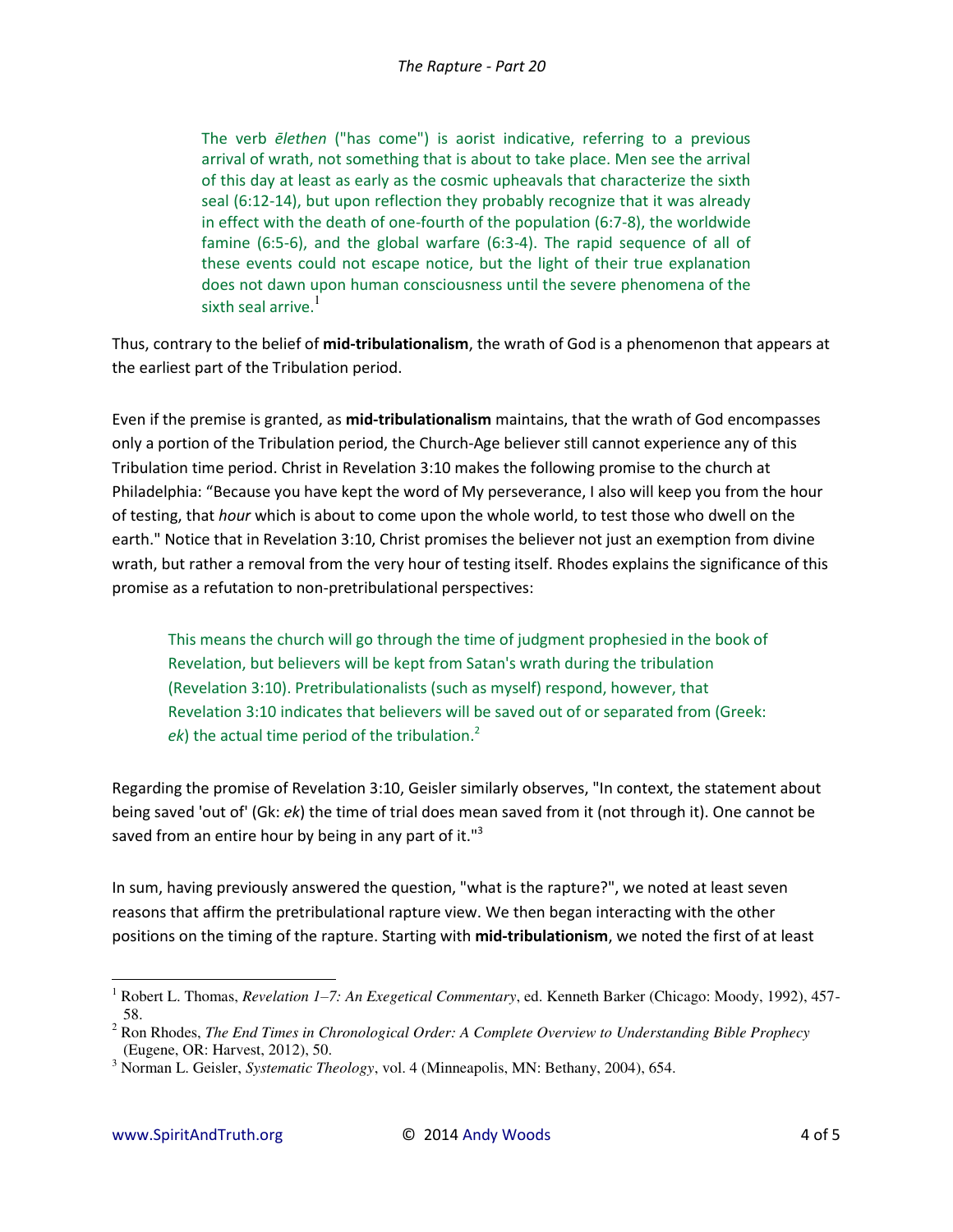> The verb *ēlethen* ("has come") is aorist indicative, referring to a previous arrival of wrath, not something that is about to take place. Men see the arrival of this day at least as early as the cosmic upheavals that characterize the sixth seal (6:12-14), but upon reflection they probably recognize that it was already in effect with the death of one-fourth of the population (6:7-8), the worldwide famine (6:5-6), and the global warfare (6:3-4). The rapid sequence of all of these events could not escape notice, but the light of their true explanation does not dawn upon human consciousness until the severe phenomena of the sixth seal arrive.[1]

Thus, contrary to the belief of **mid-tribulationalism**, the wrath of God is a phenomenon that appears at the earliest part of the Tribulation period.

Even if the premise is granted, as **mid-tribulationalism** maintains, that the wrath of God encompasses only a portion of the Tribulation period, the Church-Age believer still cannot experience any of this Tribulation time period. Christ in Revelation 3:10 makes the following promise to the church at Philadelphia: "Because you have kept the word of My perseverance, I also will keep you from the hour of testing, that *hour* which is about to come upon the whole world, to test those who dwell on the earth." Notice that in Revelation 3:10, Christ promises the believer not just an exemption from divine wrath, but rather a removal from the very hour of testing itself. Rhodes explains the significance of this promise as a refutation to non-pretribulational perspectives:

> This means the church will go through the time of judgment prophesied in the book of Revelation, but believers will be kept from Satan's wrath during the tribulation (Revelation 3:10). Pretribulationalists (such as myself) respond, however, that Revelation 3:10 indicates that believers will be saved out of or separated from (Greek: *ek*) the actual time period of the tribulation.[2]

Regarding the promise of Revelation 3:10, Geisler similarly observes, "In context, the statement about being saved 'out of' (Gk: *ek*) the time of trial does mean saved from it (not through it). One cannot be saved from an entire hour by being in any part of it."[3]

In sum, having previously answered the question, "what is the rapture?", we noted at least seven reasons that affirm the pretribulational rapture view. We then began interacting with the other positions on the timing of the rapture. Starting with **mid-tribulationism**, we noted the first of at least

---

[1] Robert L. Thomas, *Revelation 1–7: An Exegetical Commentary*, ed. Kenneth Barker (Chicago: Moody, 1992), 457-58.

[2] Ron Rhodes, *The End Times in Chronological Order: A Complete Overview to Understanding Bible Prophecy* (Eugene, OR: Harvest, 2012), 50.

[3] Norman L. Geisler, *Systematic Theology*, vol. 4 (Minneapolis, MN: Bethany, 2004), 654.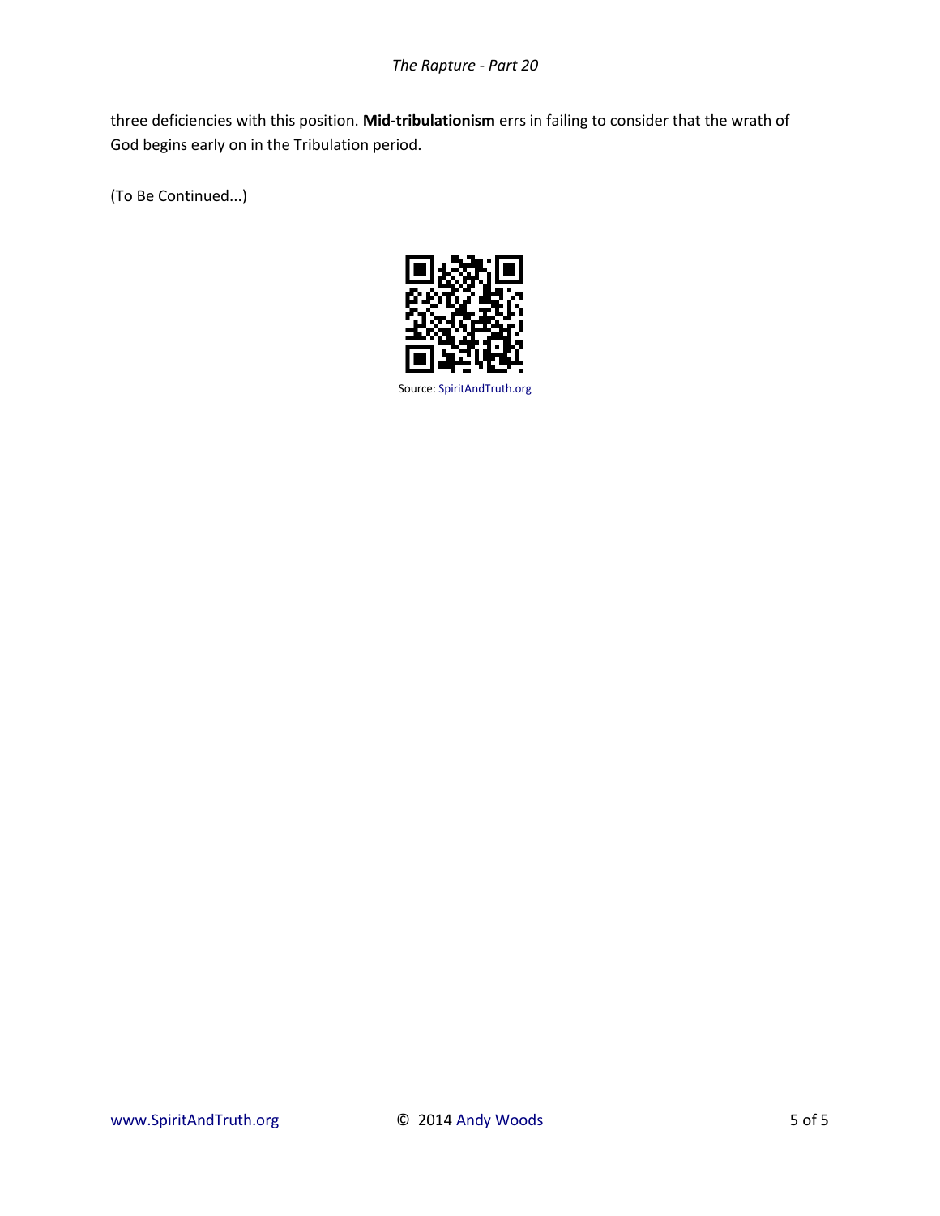three deficiencies with this position. **Mid-tribulationism** errs in failing to consider that the wrath of God begins early on in the Tribulation period.

(To Be Continued...)

Source: SpiritAndTruth.org